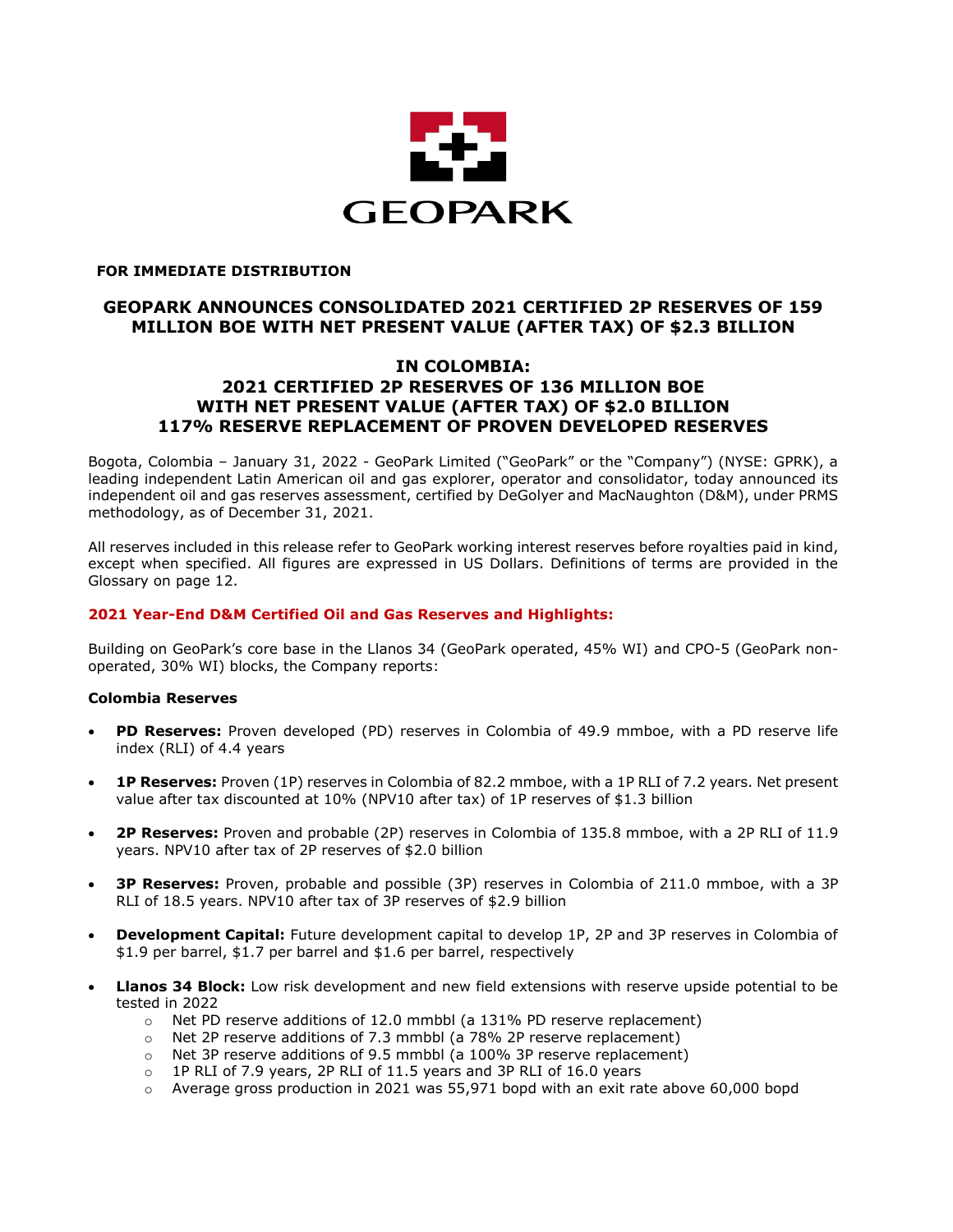**FOR IMMEDIATE DISTRIBUTION**

# GEOPARK ANNOUNCES CONSOLIDATED 2021 CERTIFIED 2P RESERVES OF 159 MILLION BOE WITH NET PRESENT VALUE (AFTER TAX) OF $2.3 BILLION

## IN COLOMBIA: 2021 CERTIFIED 2P RESERVES OF 136 MILLION BOE WITH NET PRESENT VALUE (AFTER TAX) OF $2.0 BILLION 117% RESERVE REPLACEMENT OF PROVEN DEVELOPED RESERVES

Bogota, Colombia – January 31, 2022 - GeoPark Limited ("GeoPark" or the "Company") (NYSE: GPRK), a leading independent Latin American oil and gas explorer, operator and consolidator, today announced its independent oil and gas reserves assessment, certified by DeGolyer and MacNaughton (D&M), under PRMS methodology, as of December 31, 2021.

All reserves included in this release refer to GeoPark working interest reserves before royalties paid in kind, except when specified. All figures are expressed in US Dollars. Definitions of terms are provided in the Glossary on page 12.

### 2021 Year-End D&M Certified Oil and Gas Reserves and Highlights:

Building on GeoPark's core base in the Llanos 34 (GeoPark operated, 45% WI) and CPO-5 (GeoPark non-operated, 30% WI) blocks, the Company reports:

**Colombia Reserves**

- **PD Reserves:** Proven developed (PD) reserves in Colombia of 49.9 mmboe, with a PD reserve life index (RLI) of 4.4 years
- **1P Reserves:** Proven (1P) reserves in Colombia of 82.2 mmboe, with a 1P RLI of 7.2 years. Net present value after tax discounted at 10% (NPV10 after tax) of 1P reserves of $1.3 billion
- **2P Reserves:** Proven and probable (2P) reserves in Colombia of 135.8 mmboe, with a 2P RLI of 11.9 years. NPV10 after tax of 2P reserves of $2.0 billion
- **3P Reserves:** Proven, probable and possible (3P) reserves in Colombia of 211.0 mmboe, with a 3P RLI of 18.5 years. NPV10 after tax of 3P reserves of $2.9 billion
- **Development Capital:** Future development capital to develop 1P, 2P and 3P reserves in Colombia of $1.9 per barrel, $1.7 per barrel and $1.6 per barrel, respectively
- **Llanos 34 Block:** Low risk development and new field extensions with reserve upside potential to be tested in 2022
  - Net PD reserve additions of 12.0 mmbbl (a 131% PD reserve replacement)
  - Net 2P reserve additions of 7.3 mmbbl (a 78% 2P reserve replacement)
  - Net 3P reserve additions of 9.5 mmbbl (a 100% 3P reserve replacement)
  - 1P RLI of 7.9 years, 2P RLI of 11.5 years and 3P RLI of 16.0 years
  - Average gross production in 2021 was 55,971 bopd with an exit rate above 60,000 bopd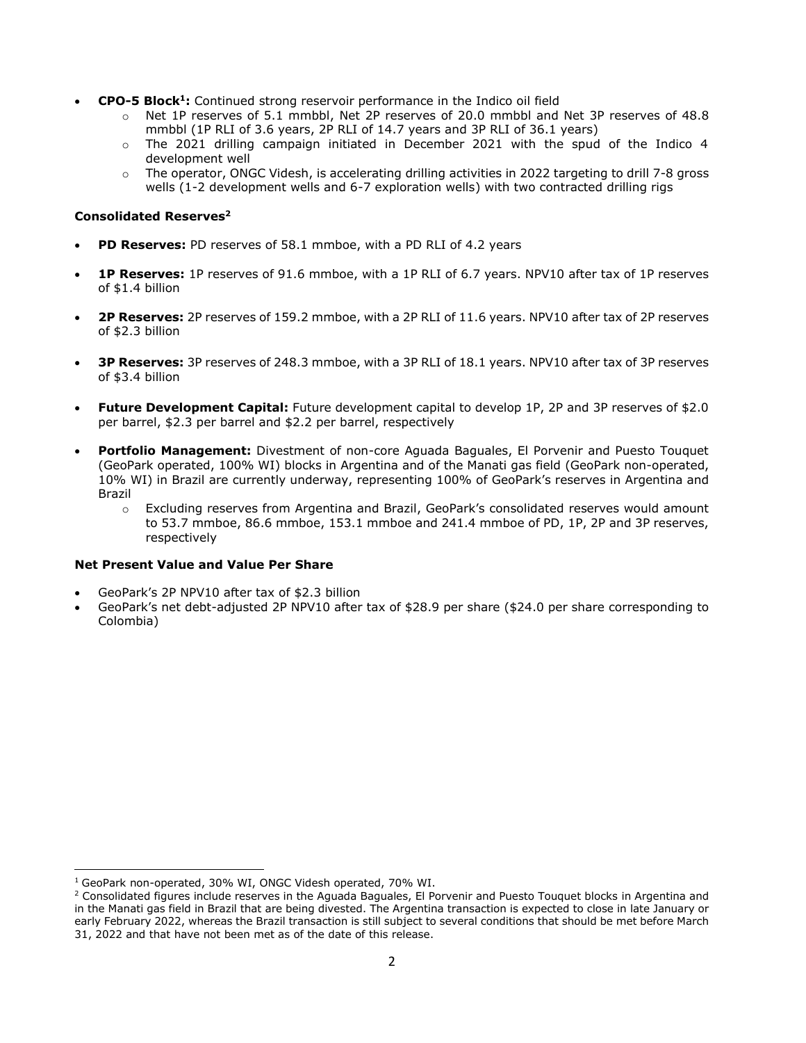- **CPO-5 Block[1]:** Continued strong reservoir performance in the Indico oil field
  - Net 1P reserves of 5.1 mmbbl, Net 2P reserves of 20.0 mmbbl and Net 3P reserves of 48.8 mmbbl (1P RLI of 3.6 years, 2P RLI of 14.7 years and 3P RLI of 36.1 years)
  - The 2021 drilling campaign initiated in December 2021 with the spud of the Indico 4 development well
  - The operator, ONGC Videsh, is accelerating drilling activities in 2022 targeting to drill 7-8 gross wells (1-2 development wells and 6-7 exploration wells) with two contracted drilling rigs

**Consolidated Reserves[2]**

- **PD Reserves:** PD reserves of 58.1 mmboe, with a PD RLI of 4.2 years
- **1P Reserves:** 1P reserves of 91.6 mmboe, with a 1P RLI of 6.7 years. NPV10 after tax of 1P reserves of $1.4 billion
- **2P Reserves:** 2P reserves of 159.2 mmboe, with a 2P RLI of 11.6 years. NPV10 after tax of 2P reserves of $2.3 billion
- **3P Reserves:** 3P reserves of 248.3 mmboe, with a 3P RLI of 18.1 years. NPV10 after tax of 3P reserves of $3.4 billion
- **Future Development Capital:** Future development capital to develop 1P, 2P and 3P reserves of $2.0 per barrel, $2.3 per barrel and $2.2 per barrel, respectively
- **Portfolio Management:** Divestment of non-core Aguada Baguales, El Porvenir and Puesto Touquet (GeoPark operated, 100% WI) blocks in Argentina and of the Manati gas field (GeoPark non-operated, 10% WI) in Brazil are currently underway, representing 100% of GeoPark's reserves in Argentina and Brazil
  - Excluding reserves from Argentina and Brazil, GeoPark's consolidated reserves would amount to 53.7 mmboe, 86.6 mmboe, 153.1 mmboe and 241.4 mmboe of PD, 1P, 2P and 3P reserves, respectively

**Net Present Value and Value Per Share**

- GeoPark's 2P NPV10 after tax of $2.3 billion
- GeoPark's net debt-adjusted 2P NPV10 after tax of $28.9 per share ($24.0 per share corresponding to Colombia)

[1] GeoPark non-operated, 30% WI, ONGC Videsh operated, 70% WI.

[2] Consolidated figures include reserves in the Aguada Baguales, El Porvenir and Puesto Touquet blocks in Argentina and in the Manati gas field in Brazil that are being divested. The Argentina transaction is expected to close in late January or early February 2022, whereas the Brazil transaction is still subject to several conditions that should be met before March 31, 2022 and that have not been met as of the date of this release.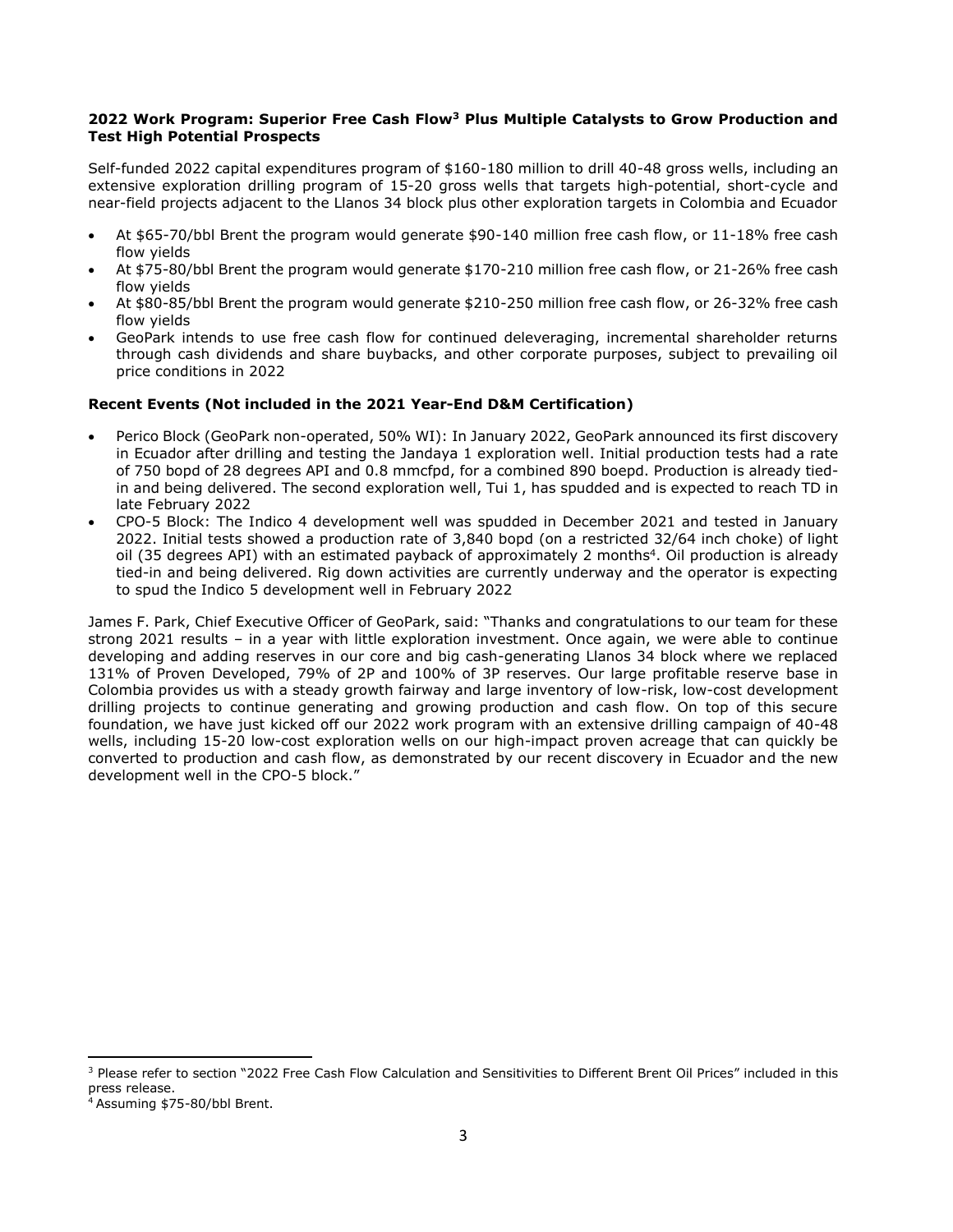**2022 Work Program: Superior Free Cash Flow[3] Plus Multiple Catalysts to Grow Production and Test High Potential Prospects**

Self-funded 2022 capital expenditures program of $160-180 million to drill 40-48 gross wells, including an extensive exploration drilling program of 15-20 gross wells that targets high-potential, short-cycle and near-field projects adjacent to the Llanos 34 block plus other exploration targets in Colombia and Ecuador

- At $65-70/bbl Brent the program would generate $90-140 million free cash flow, or 11-18% free cash flow yields
- At $75-80/bbl Brent the program would generate $170-210 million free cash flow, or 21-26% free cash flow yields
- At $80-85/bbl Brent the program would generate $210-250 million free cash flow, or 26-32% free cash flow yields
- GeoPark intends to use free cash flow for continued deleveraging, incremental shareholder returns through cash dividends and share buybacks, and other corporate purposes, subject to prevailing oil price conditions in 2022

**Recent Events (Not included in the 2021 Year-End D&M Certification)**

- Perico Block (GeoPark non-operated, 50% WI): In January 2022, GeoPark announced its first discovery in Ecuador after drilling and testing the Jandaya 1 exploration well. Initial production tests had a rate of 750 bopd of 28 degrees API and 0.8 mmcfpd, for a combined 890 boepd. Production is already tied-in and being delivered. The second exploration well, Tui 1, has spudded and is expected to reach TD in late February 2022
- CPO-5 Block: The Indico 4 development well was spudded in December 2021 and tested in January 2022. Initial tests showed a production rate of 3,840 bopd (on a restricted 32/64 inch choke) of light oil (35 degrees API) with an estimated payback of approximately 2 months[4]. Oil production is already tied-in and being delivered. Rig down activities are currently underway and the operator is expecting to spud the Indico 5 development well in February 2022

James F. Park, Chief Executive Officer of GeoPark, said: "Thanks and congratulations to our team for these strong 2021 results – in a year with little exploration investment. Once again, we were able to continue developing and adding reserves in our core and big cash-generating Llanos 34 block where we replaced 131% of Proven Developed, 79% of 2P and 100% of 3P reserves. Our large profitable reserve base in Colombia provides us with a steady growth fairway and large inventory of low-risk, low-cost development drilling projects to continue generating and growing production and cash flow. On top of this secure foundation, we have just kicked off our 2022 work program with an extensive drilling campaign of 40-48 wells, including 15-20 low-cost exploration wells on our high-impact proven acreage that can quickly be converted to production and cash flow, as demonstrated by our recent discovery in Ecuador and the new development well in the CPO-5 block."

---

[3] Please refer to section "2022 Free Cash Flow Calculation and Sensitivities to Different Brent Oil Prices" included in this press release.

[4] Assuming $75-80/bbl Brent.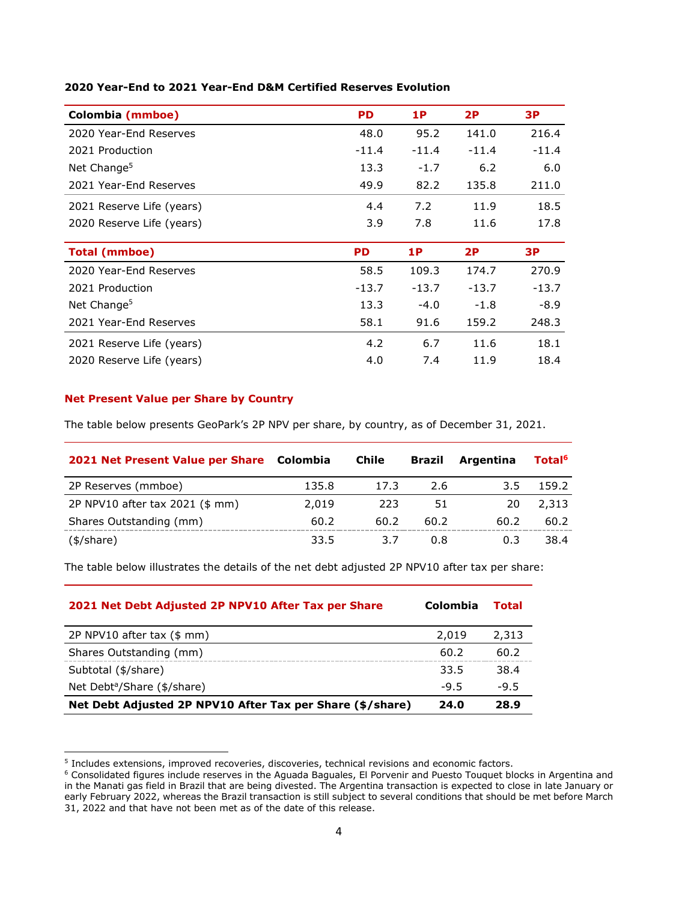**2020 Year-End to 2021 Year-End D&M Certified Reserves Evolution**

| Colombia (mmboe) | PD | 1P | 2P | 3P |
|---|---|---|---|---|
| 2020 Year-End Reserves | 48.0 | 95.2 | 141.0 | 216.4 |
| 2021 Production | -11.4 | -11.4 | -11.4 | -11.4 |
| Net Change[5] | 13.3 | -1.7 | 6.2 | 6.0 |
| 2021 Year-End Reserves | 49.9 | 82.2 | 135.8 | 211.0 |
| 2021 Reserve Life (years) | 4.4 | 7.2 | 11.9 | 18.5 |
| 2020 Reserve Life (years) | 3.9 | 7.8 | 11.6 | 17.8 |

| Total (mmboe) | PD | 1P | 2P | 3P |
|---|---|---|---|---|
| 2020 Year-End Reserves | 58.5 | 109.3 | 174.7 | 270.9 |
| 2021 Production | -13.7 | -13.7 | -13.7 | -13.7 |
| Net Change[5] | 13.3 | -4.0 | -1.8 | -8.9 |
| 2021 Year-End Reserves | 58.1 | 91.6 | 159.2 | 248.3 |
| 2021 Reserve Life (years) | 4.2 | 6.7 | 11.6 | 18.1 |
| 2020 Reserve Life (years) | 4.0 | 7.4 | 11.9 | 18.4 |

**Net Present Value per Share by Country**

The table below presents GeoPark's 2P NPV per share, by country, as of December 31, 2021.

| 2021 Net Present Value per Share | Colombia | Chile | Brazil | Argentina | Total[6] |
|---|---|---|---|---|---|
| 2P Reserves (mmboe) | 135.8 | 17.3 | 2.6 | 3.5 | 159.2 |
| 2P NPV10 after tax 2021 ($ mm) | 2,019 | 223 | 51 | 20 | 2,313 |
| Shares Outstanding (mm) | 60.2 | 60.2 | 60.2 | 60.2 | 60.2 |
| ($/share) | 33.5 | 3.7 | 0.8 | 0.3 | 38.4 |

The table below illustrates the details of the net debt adjusted 2P NPV10 after tax per share:

| 2021 Net Debt Adjusted 2P NPV10 After Tax per Share | Colombia | Total |
|---|---|---|
| 2P NPV10 after tax ($ mm) | 2,019 | 2,313 |
| Shares Outstanding (mm) | 60.2 | 60.2 |
| Subtotal ($/share) | 33.5 | 38.4 |
| Net Debt[a]/Share ($/share) | -9.5 | -9.5 |
| **Net Debt Adjusted 2P NPV10 After Tax per Share ($/share)** | **24.0** | **28.9** |

[5] Includes extensions, improved recoveries, discoveries, technical revisions and economic factors.

[6] Consolidated figures include reserves in the Aguada Baguales, El Porvenir and Puesto Touquet blocks in Argentina and in the Manati gas field in Brazil that are being divested. The Argentina transaction is expected to close in late January or early February 2022, whereas the Brazil transaction is still subject to several conditions that should be met before March 31, 2022 and that have not been met as of the date of this release.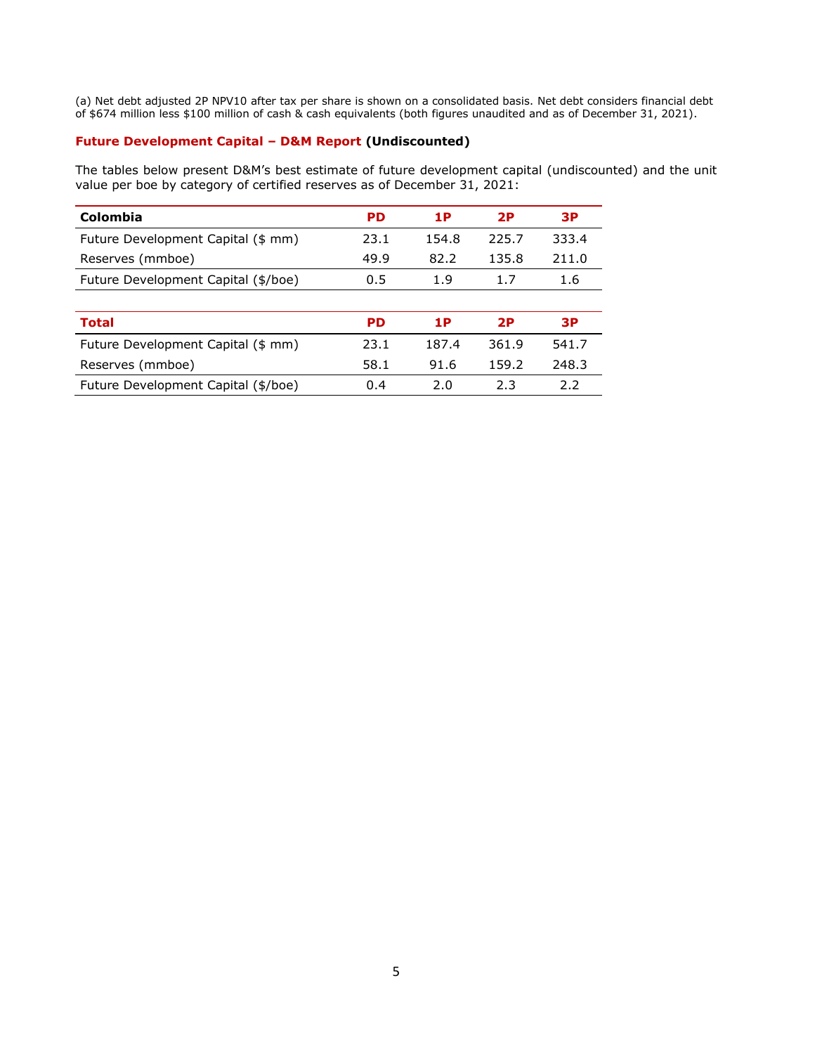(a) Net debt adjusted 2P NPV10 after tax per share is shown on a consolidated basis. Net debt considers financial debt of $674 million less $100 million of cash & cash equivalents (both figures unaudited and as of December 31, 2021).

### Future Development Capital – D&M Report (Undiscounted)

The tables below present D&M's best estimate of future development capital (undiscounted) and the unit value per boe by category of certified reserves as of December 31, 2021:

| Colombia | PD | 1P | 2P | 3P |
|---|---|---|---|---|
| Future Development Capital ($ mm) | 23.1 | 154.8 | 225.7 | 333.4 |
| Reserves (mmboe) | 49.9 | 82.2 | 135.8 | 211.0 |
| Future Development Capital ($/boe) | 0.5 | 1.9 | 1.7 | 1.6 |

| Total | PD | 1P | 2P | 3P |
|---|---|---|---|---|
| Future Development Capital ($ mm) | 23.1 | 187.4 | 361.9 | 541.7 |
| Reserves (mmboe) | 58.1 | 91.6 | 159.2 | 248.3 |
| Future Development Capital ($/boe) | 0.4 | 2.0 | 2.3 | 2.2 |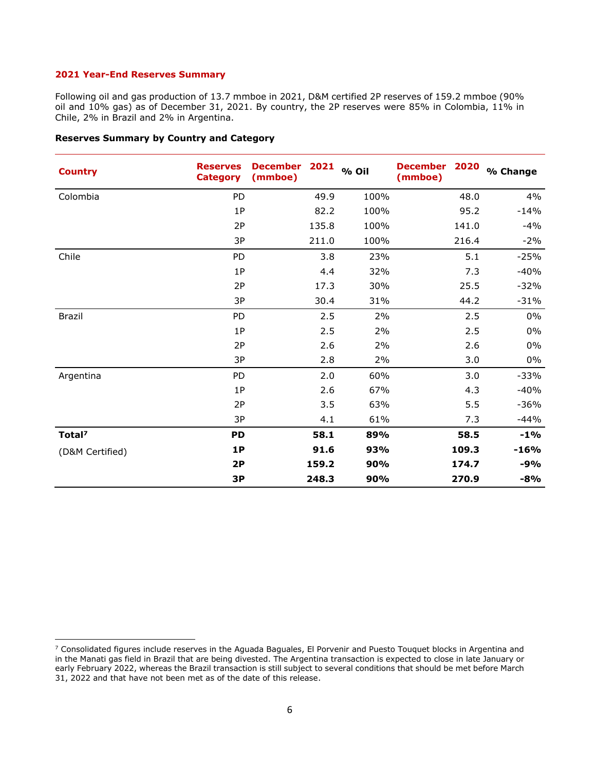### 2021 Year-End Reserves Summary

Following oil and gas production of 13.7 mmboe in 2021, D&M certified 2P reserves of 159.2 mmboe (90% oil and 10% gas) as of December 31, 2021. By country, the 2P reserves were 85% in Colombia, 11% in Chile, 2% in Brazil and 2% in Argentina.

**Reserves Summary by Country and Category**

| Country | Reserves Category | December 2021 (mmboe) | % Oil | December 2020 (mmboe) | % Change |
|---|---|---|---|---|---|
| Colombia | PD | 49.9 | 100% | 48.0 | 4% |
| | 1P | 82.2 | 100% | 95.2 | -14% |
| | 2P | 135.8 | 100% | 141.0 | -4% |
| | 3P | 211.0 | 100% | 216.4 | -2% |
| Chile | PD | 3.8 | 23% | 5.1 | -25% |
| | 1P | 4.4 | 32% | 7.3 | -40% |
| | 2P | 17.3 | 30% | 25.5 | -32% |
| | 3P | 30.4 | 31% | 44.2 | -31% |
| Brazil | PD | 2.5 | 2% | 2.5 | 0% |
| | 1P | 2.5 | 2% | 2.5 | 0% |
| | 2P | 2.6 | 2% | 2.6 | 0% |
| | 3P | 2.8 | 2% | 3.0 | 0% |
| Argentina | PD | 2.0 | 60% | 3.0 | -33% |
| | 1P | 2.6 | 67% | 4.3 | -40% |
| | 2P | 3.5 | 63% | 5.5 | -36% |
| | 3P | 4.1 | 61% | 7.3 | -44% |
| **Total[7]** | **PD** | **58.1** | **89%** | **58.5** | **-1%** |
| (D&M Certified) | **1P** | **91.6** | **93%** | **109.3** | **-16%** |
| | **2P** | **159.2** | **90%** | **174.7** | **-9%** |
| | **3P** | **248.3** | **90%** | **270.9** | **-8%** |

[7] Consolidated figures include reserves in the Aguada Baguales, El Porvenir and Puesto Touquet blocks in Argentina and in the Manati gas field in Brazil that are being divested. The Argentina transaction is expected to close in late January or early February 2022, whereas the Brazil transaction is still subject to several conditions that should be met before March 31, 2022 and that have not been met as of the date of this release.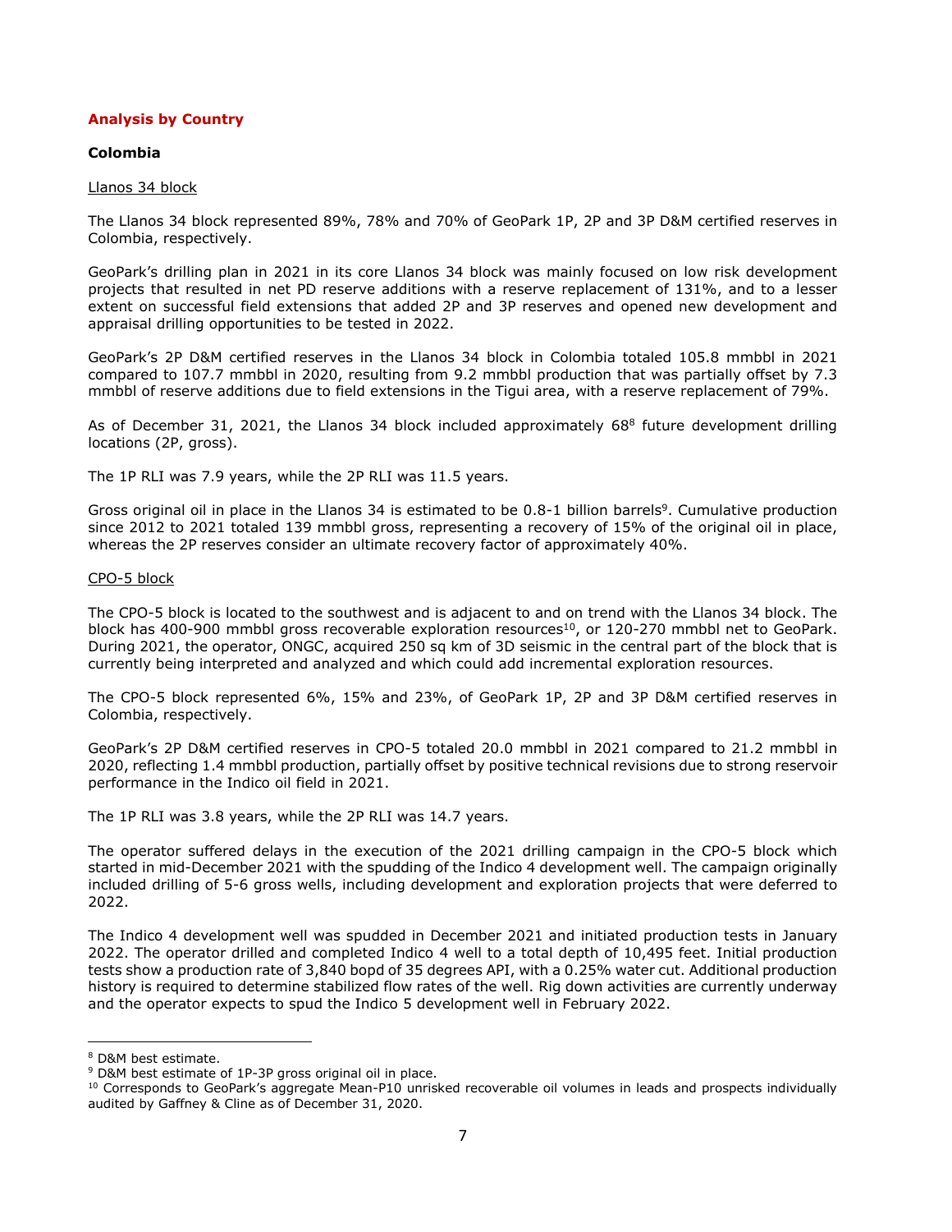## Analysis by Country

### Colombia

Llanos 34 block

The Llanos 34 block represented 89%, 78% and 70% of GeoPark 1P, 2P and 3P D&M certified reserves in Colombia, respectively.

GeoPark's drilling plan in 2021 in its core Llanos 34 block was mainly focused on low risk development projects that resulted in net PD reserve additions with a reserve replacement of 131%, and to a lesser extent on successful field extensions that added 2P and 3P reserves and opened new development and appraisal drilling opportunities to be tested in 2022.

GeoPark's 2P D&M certified reserves in the Llanos 34 block in Colombia totaled 105.8 mmbbl in 2021 compared to 107.7 mmbbl in 2020, resulting from 9.2 mmbbl production that was partially offset by 7.3 mmbbl of reserve additions due to field extensions in the Tigui area, with a reserve replacement of 79%.

As of December 31, 2021, the Llanos 34 block included approximately 68[8] future development drilling locations (2P, gross).

The 1P RLI was 7.9 years, while the 2P RLI was 11.5 years.

Gross original oil in place in the Llanos 34 is estimated to be 0.8-1 billion barrels[9]. Cumulative production since 2012 to 2021 totaled 139 mmbbl gross, representing a recovery of 15% of the original oil in place, whereas the 2P reserves consider an ultimate recovery factor of approximately 40%.

CPO-5 block

The CPO-5 block is located to the southwest and is adjacent to and on trend with the Llanos 34 block. The block has 400-900 mmbbl gross recoverable exploration resources[10], or 120-270 mmbbl net to GeoPark. During 2021, the operator, ONGC, acquired 250 sq km of 3D seismic in the central part of the block that is currently being interpreted and analyzed and which could add incremental exploration resources.

The CPO-5 block represented 6%, 15% and 23%, of GeoPark 1P, 2P and 3P D&M certified reserves in Colombia, respectively.

GeoPark's 2P D&M certified reserves in CPO-5 totaled 20.0 mmbbl in 2021 compared to 21.2 mmbbl in 2020, reflecting 1.4 mmbbl production, partially offset by positive technical revisions due to strong reservoir performance in the Indico oil field in 2021.

The 1P RLI was 3.8 years, while the 2P RLI was 14.7 years.

The operator suffered delays in the execution of the 2021 drilling campaign in the CPO-5 block which started in mid-December 2021 with the spudding of the Indico 4 development well. The campaign originally included drilling of 5-6 gross wells, including development and exploration projects that were deferred to 2022.

The Indico 4 development well was spudded in December 2021 and initiated production tests in January 2022. The operator drilled and completed Indico 4 well to a total depth of 10,495 feet. Initial production tests show a production rate of 3,840 bopd of 35 degrees API, with a 0.25% water cut. Additional production history is required to determine stabilized flow rates of the well. Rig down activities are currently underway and the operator expects to spud the Indico 5 development well in February 2022.

---

[8] D&M best estimate.

[9] D&M best estimate of 1P-3P gross original oil in place.

[10] Corresponds to GeoPark's aggregate Mean-P10 unrisked recoverable oil volumes in leads and prospects individually audited by Gaffney & Cline as of December 31, 2020.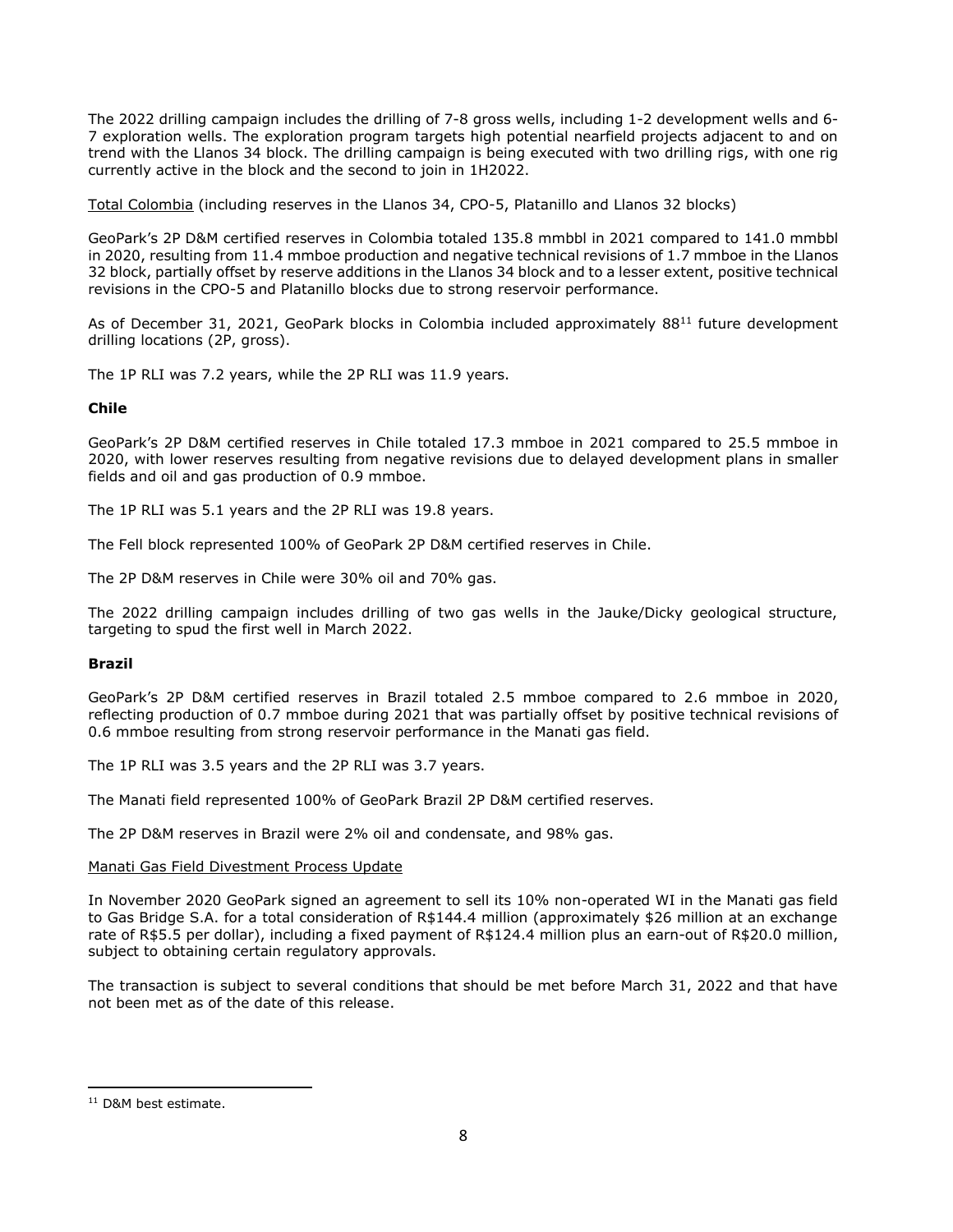The 2022 drilling campaign includes the drilling of 7-8 gross wells, including 1-2 development wells and 6-7 exploration wells. The exploration program targets high potential nearfield projects adjacent to and on trend with the Llanos 34 block. The drilling campaign is being executed with two drilling rigs, with one rig currently active in the block and the second to join in 1H2022.

Total Colombia (including reserves in the Llanos 34, CPO-5, Platanillo and Llanos 32 blocks)

GeoPark's 2P D&M certified reserves in Colombia totaled 135.8 mmbbl in 2021 compared to 141.0 mmbbl in 2020, resulting from 11.4 mmboe production and negative technical revisions of 1.7 mmboe in the Llanos 32 block, partially offset by reserve additions in the Llanos 34 block and to a lesser extent, positive technical revisions in the CPO-5 and Platanillo blocks due to strong reservoir performance.

As of December 31, 2021, GeoPark blocks in Colombia included approximately 88[11] future development drilling locations (2P, gross).

The 1P RLI was 7.2 years, while the 2P RLI was 11.9 years.

**Chile**

GeoPark's 2P D&M certified reserves in Chile totaled 17.3 mmboe in 2021 compared to 25.5 mmboe in 2020, with lower reserves resulting from negative revisions due to delayed development plans in smaller fields and oil and gas production of 0.9 mmboe.

The 1P RLI was 5.1 years and the 2P RLI was 19.8 years.

The Fell block represented 100% of GeoPark 2P D&M certified reserves in Chile.

The 2P D&M reserves in Chile were 30% oil and 70% gas.

The 2022 drilling campaign includes drilling of two gas wells in the Jauke/Dicky geological structure, targeting to spud the first well in March 2022.

**Brazil**

GeoPark's 2P D&M certified reserves in Brazil totaled 2.5 mmboe compared to 2.6 mmboe in 2020, reflecting production of 0.7 mmboe during 2021 that was partially offset by positive technical revisions of 0.6 mmboe resulting from strong reservoir performance in the Manati gas field.

The 1P RLI was 3.5 years and the 2P RLI was 3.7 years.

The Manati field represented 100% of GeoPark Brazil 2P D&M certified reserves.

The 2P D&M reserves in Brazil were 2% oil and condensate, and 98% gas.

Manati Gas Field Divestment Process Update

In November 2020 GeoPark signed an agreement to sell its 10% non-operated WI in the Manati gas field to Gas Bridge S.A. for a total consideration of R$144.4 million (approximately $26 million at an exchange rate of R$5.5 per dollar), including a fixed payment of R$124.4 million plus an earn-out of R$20.0 million, subject to obtaining certain regulatory approvals.

The transaction is subject to several conditions that should be met before March 31, 2022 and that have not been met as of the date of this release.

---

[11] D&M best estimate.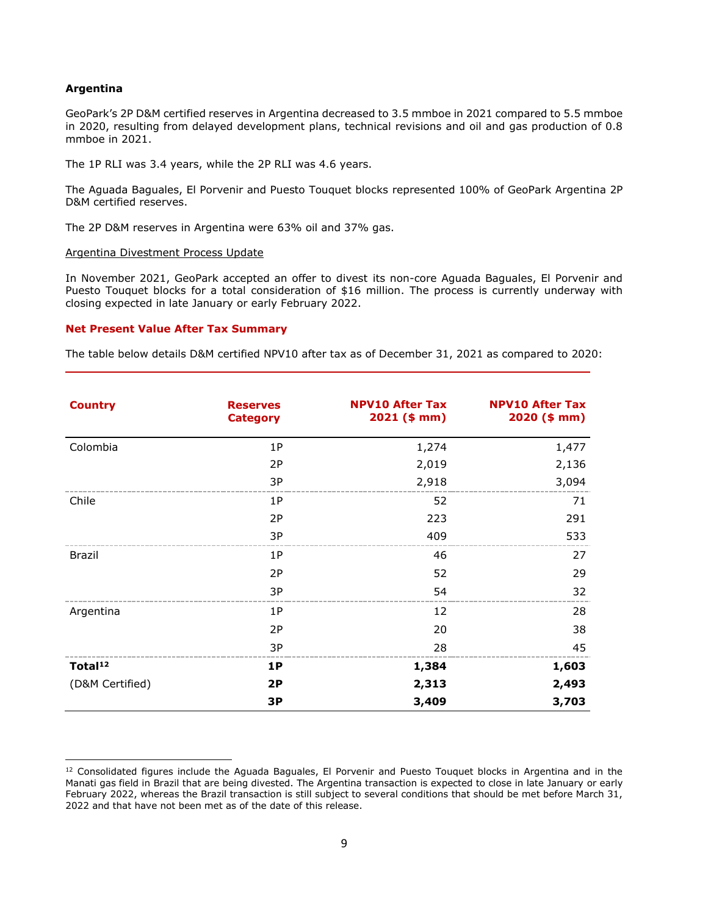### Argentina

GeoPark's 2P D&M certified reserves in Argentina decreased to 3.5 mmboe in 2021 compared to 5.5 mmboe in 2020, resulting from delayed development plans, technical revisions and oil and gas production of 0.8 mmboe in 2021.

The 1P RLI was 3.4 years, while the 2P RLI was 4.6 years.

The Aguada Baguales, El Porvenir and Puesto Touquet blocks represented 100% of GeoPark Argentina 2P D&M certified reserves.

The 2P D&M reserves in Argentina were 63% oil and 37% gas.

Argentina Divestment Process Update

In November 2021, GeoPark accepted an offer to divest its non-core Aguada Baguales, El Porvenir and Puesto Touquet blocks for a total consideration of $16 million. The process is currently underway with closing expected in late January or early February 2022.

## Net Present Value After Tax Summary

The table below details D&M certified NPV10 after tax as of December 31, 2021 as compared to 2020:

| Country | Reserves Category | NPV10 After Tax 2021 ($ mm) | NPV10 After Tax 2020 ($ mm) |
|---|---|---|---|
| Colombia | 1P | 1,274 | 1,477 |
| | 2P | 2,019 | 2,136 |
| | 3P | 2,918 | 3,094 |
| Chile | 1P | 52 | 71 |
| | 2P | 223 | 291 |
| | 3P | 409 | 533 |
| Brazil | 1P | 46 | 27 |
| | 2P | 52 | 29 |
| | 3P | 54 | 32 |
| Argentina | 1P | 12 | 28 |
| | 2P | 20 | 38 |
| | 3P | 28 | 45 |
| **Total[12]** | **1P** | **1,384** | **1,603** |
| (D&M Certified) | **2P** | **2,313** | **2,493** |
| | **3P** | **3,409** | **3,703** |

[12] Consolidated figures include the Aguada Baguales, El Porvenir and Puesto Touquet blocks in Argentina and in the Manati gas field in Brazil that are being divested. The Argentina transaction is expected to close in late January or early February 2022, whereas the Brazil transaction is still subject to several conditions that should be met before March 31, 2022 and that have not been met as of the date of this release.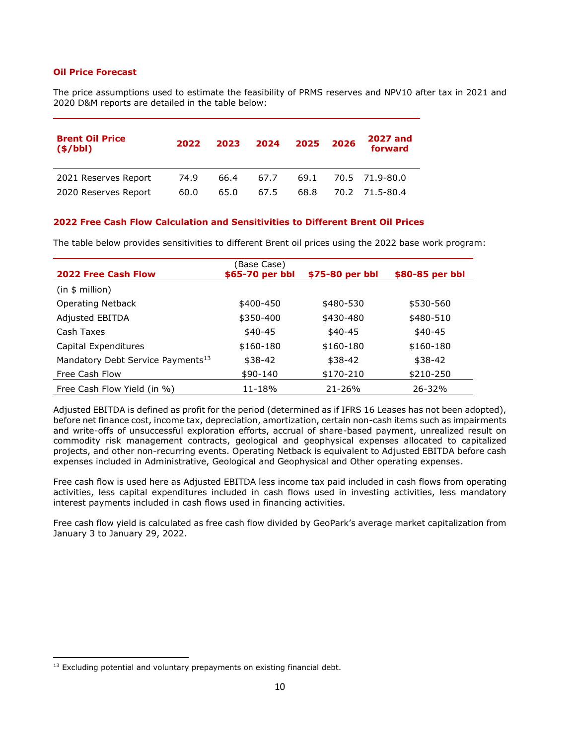### Oil Price Forecast

The price assumptions used to estimate the feasibility of PRMS reserves and NPV10 after tax in 2021 and 2020 D&M reports are detailed in the table below:

| Brent Oil Price ($/bbl) | 2022 | 2023 | 2024 | 2025 | 2026 | 2027 and forward |
|---|---|---|---|---|---|---|
| 2021 Reserves Report | 74.9 | 66.4 | 67.7 | 69.1 | 70.5 | 71.9-80.0 |
| 2020 Reserves Report | 60.0 | 65.0 | 67.5 | 68.8 | 70.2 | 71.5-80.4 |

### 2022 Free Cash Flow Calculation and Sensitivities to Different Brent Oil Prices

The table below provides sensitivities to different Brent oil prices using the 2022 base work program:

| 2022 Free Cash Flow | (Base Case) $65-70 per bbl | $75-80 per bbl | $80-85 per bbl |
|---|---|---|---|
| (in $ million) | | | |
| Operating Netback | $400-450 | $480-530 | $530-560 |
| Adjusted EBITDA | $350-400 | $430-480 | $480-510 |
| Cash Taxes | $40-45 | $40-45 | $40-45 |
| Capital Expenditures | $160-180 | $160-180 | $160-180 |
| Mandatory Debt Service Payments[13] | $38-42 | $38-42 | $38-42 |
| Free Cash Flow | $90-140 | $170-210 | $210-250 |
| Free Cash Flow Yield (in %) | 11-18% | 21-26% | 26-32% |

Adjusted EBITDA is defined as profit for the period (determined as if IFRS 16 Leases has not been adopted), before net finance cost, income tax, depreciation, amortization, certain non-cash items such as impairments and write-offs of unsuccessful exploration efforts, accrual of share-based payment, unrealized result on commodity risk management contracts, geological and geophysical expenses allocated to capitalized projects, and other non-recurring events. Operating Netback is equivalent to Adjusted EBITDA before cash expenses included in Administrative, Geological and Geophysical and Other operating expenses.

Free cash flow is used here as Adjusted EBITDA less income tax paid included in cash flows from operating activities, less capital expenditures included in cash flows used in investing activities, less mandatory interest payments included in cash flows used in financing activities.

Free cash flow yield is calculated as free cash flow divided by GeoPark's average market capitalization from January 3 to January 29, 2022.

[13] Excluding potential and voluntary prepayments on existing financial debt.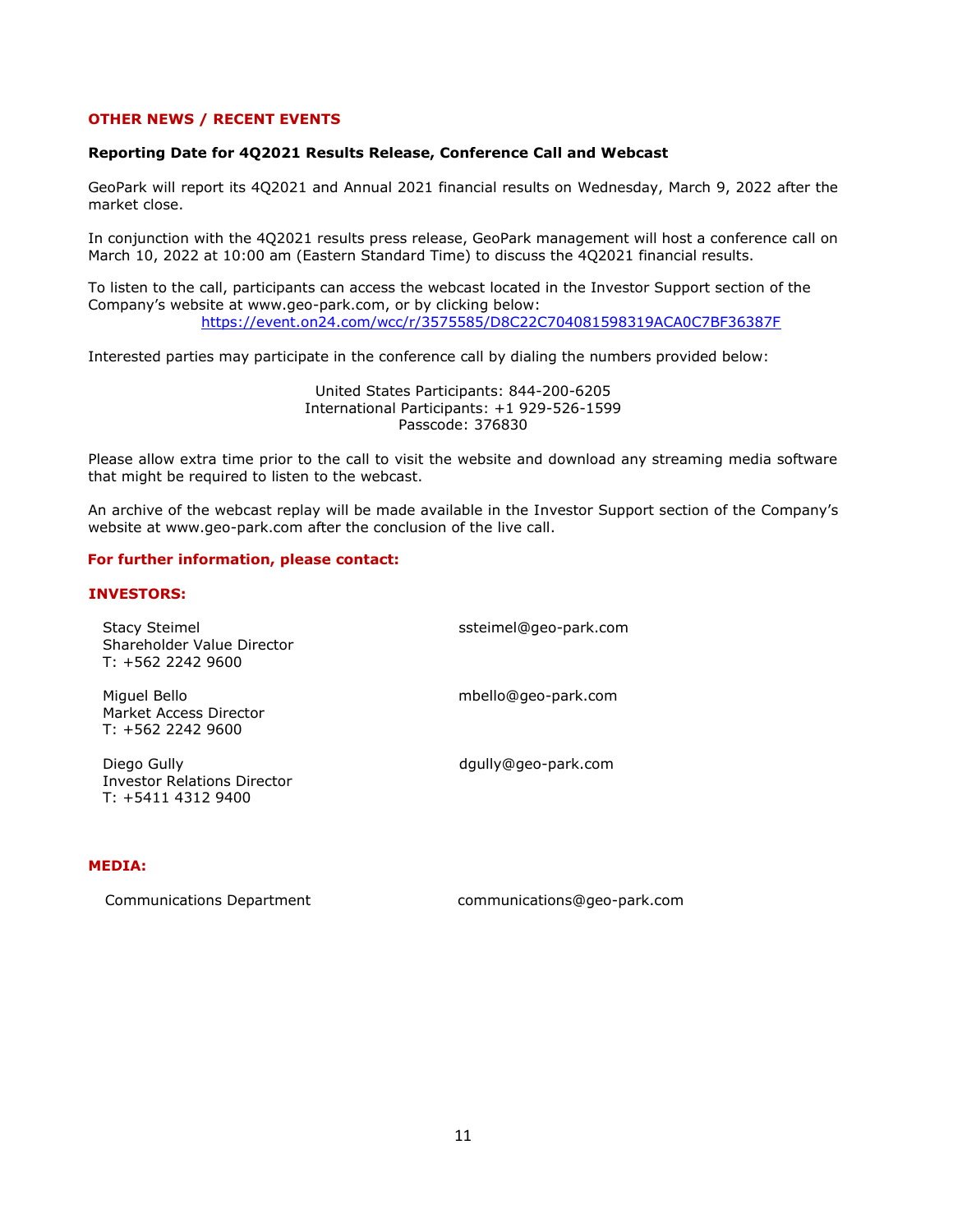## OTHER NEWS / RECENT EVENTS

**Reporting Date for 4Q2021 Results Release, Conference Call and Webcast**

GeoPark will report its 4Q2021 and Annual 2021 financial results on Wednesday, March 9, 2022 after the market close.

In conjunction with the 4Q2021 results press release, GeoPark management will host a conference call on March 10, 2022 at 10:00 am (Eastern Standard Time) to discuss the 4Q2021 financial results.

To listen to the call, participants can access the webcast located in the Investor Support section of the Company's website at www.geo-park.com, or by clicking below:

https://event.on24.com/wcc/r/3575585/D8C22C704081598319ACA0C7BF36387F

Interested parties may participate in the conference call by dialing the numbers provided below:

United States Participants: 844-200-6205
International Participants: +1 929-526-1599
Passcode: 376830

Please allow extra time prior to the call to visit the website and download any streaming media software that might be required to listen to the webcast.

An archive of the webcast replay will be made available in the Investor Support section of the Company's website at www.geo-park.com after the conclusion of the live call.

**For further information, please contact:**

**INVESTORS:**

Stacy Steimel
Shareholder Value Director
T: +562 2242 9600
ssteimel@geo-park.com

Miguel Bello
Market Access Director
T: +562 2242 9600
mbello@geo-park.com

Diego Gully
Investor Relations Director
T: +5411 4312 9400
dgully@geo-park.com

**MEDIA:**

Communications Department
communications@geo-park.com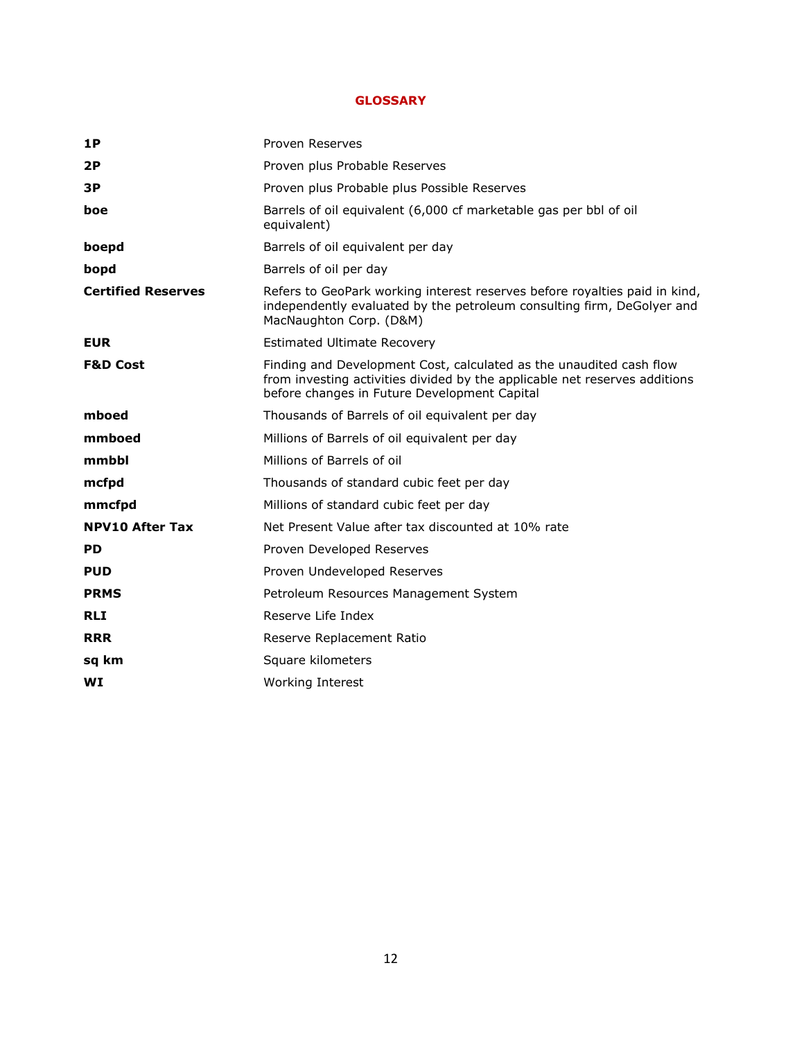# GLOSSARY

| | |
|---|---|
| **1P** | Proven Reserves |
| **2P** | Proven plus Probable Reserves |
| **3P** | Proven plus Probable plus Possible Reserves |
| **boe** | Barrels of oil equivalent (6,000 cf marketable gas per bbl of oil equivalent) |
| **boepd** | Barrels of oil equivalent per day |
| **bopd** | Barrels of oil per day |
| **Certified Reserves** | Refers to GeoPark working interest reserves before royalties paid in kind, independently evaluated by the petroleum consulting firm, DeGolyer and MacNaughton Corp. (D&M) |
| **EUR** | Estimated Ultimate Recovery |
| **F&D Cost** | Finding and Development Cost, calculated as the unaudited cash flow from investing activities divided by the applicable net reserves additions before changes in Future Development Capital |
| **mboed** | Thousands of Barrels of oil equivalent per day |
| **mmboed** | Millions of Barrels of oil equivalent per day |
| **mmbbl** | Millions of Barrels of oil |
| **mcfpd** | Thousands of standard cubic feet per day |
| **mmcfpd** | Millions of standard cubic feet per day |
| **NPV10 After Tax** | Net Present Value after tax discounted at 10% rate |
| **PD** | Proven Developed Reserves |
| **PUD** | Proven Undeveloped Reserves |
| **PRMS** | Petroleum Resources Management System |
| **RLI** | Reserve Life Index |
| **RRR** | Reserve Replacement Ratio |
| **sq km** | Square kilometers |
| **WI** | Working Interest |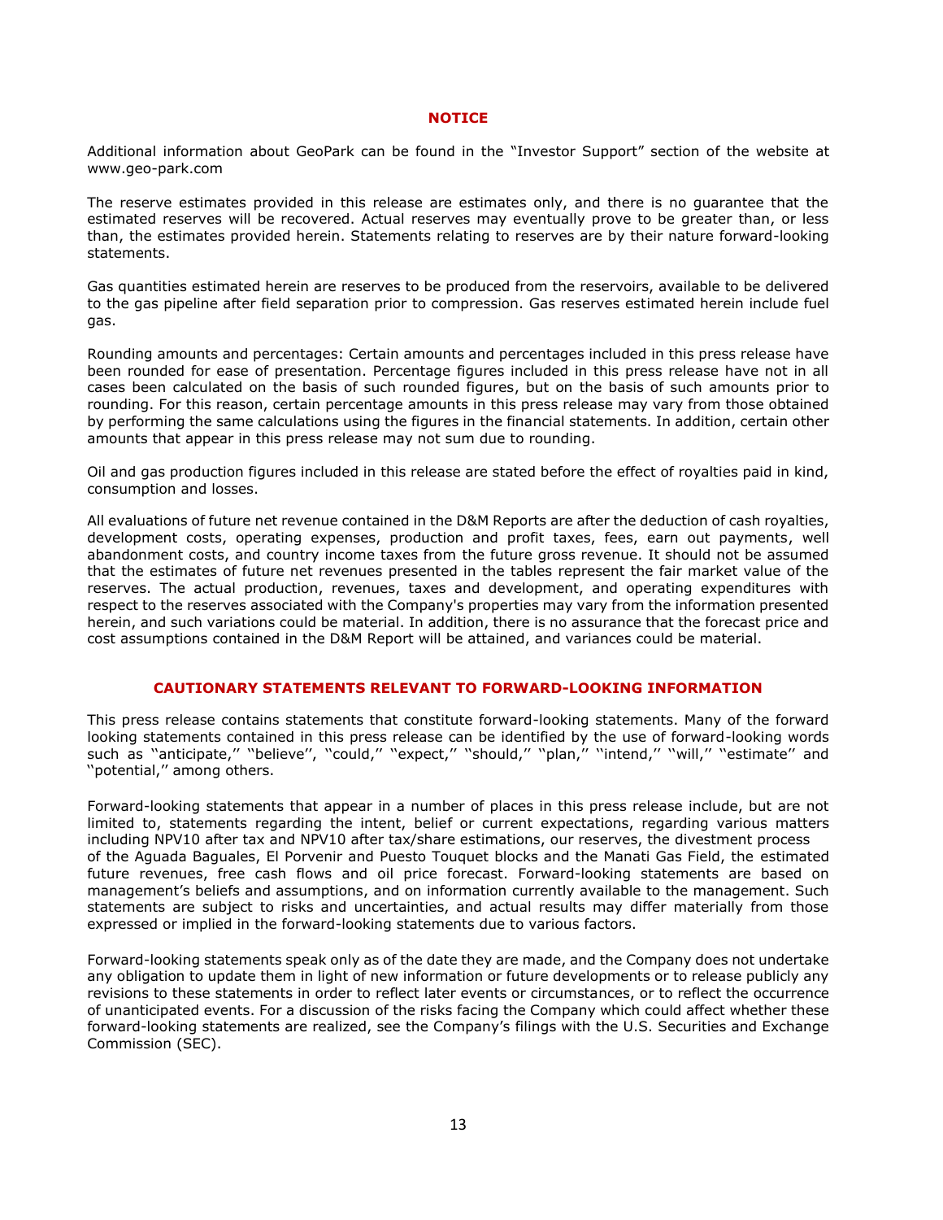## NOTICE

Additional information about GeoPark can be found in the "Investor Support" section of the website at www.geo-park.com

The reserve estimates provided in this release are estimates only, and there is no guarantee that the estimated reserves will be recovered. Actual reserves may eventually prove to be greater than, or less than, the estimates provided herein. Statements relating to reserves are by their nature forward-looking statements.

Gas quantities estimated herein are reserves to be produced from the reservoirs, available to be delivered to the gas pipeline after field separation prior to compression. Gas reserves estimated herein include fuel gas.

Rounding amounts and percentages: Certain amounts and percentages included in this press release have been rounded for ease of presentation. Percentage figures included in this press release have not in all cases been calculated on the basis of such rounded figures, but on the basis of such amounts prior to rounding. For this reason, certain percentage amounts in this press release may vary from those obtained by performing the same calculations using the figures in the financial statements. In addition, certain other amounts that appear in this press release may not sum due to rounding.

Oil and gas production figures included in this release are stated before the effect of royalties paid in kind, consumption and losses.

All evaluations of future net revenue contained in the D&M Reports are after the deduction of cash royalties, development costs, operating expenses, production and profit taxes, fees, earn out payments, well abandonment costs, and country income taxes from the future gross revenue. It should not be assumed that the estimates of future net revenues presented in the tables represent the fair market value of the reserves. The actual production, revenues, taxes and development, and operating expenditures with respect to the reserves associated with the Company's properties may vary from the information presented herein, and such variations could be material. In addition, there is no assurance that the forecast price and cost assumptions contained in the D&M Report will be attained, and variances could be material.

## CAUTIONARY STATEMENTS RELEVANT TO FORWARD-LOOKING INFORMATION

This press release contains statements that constitute forward-looking statements. Many of the forward looking statements contained in this press release can be identified by the use of forward-looking words such as ''anticipate,'' ''believe'', ''could,'' ''expect,'' ''should,'' ''plan,'' ''intend,'' ''will,'' ''estimate'' and ''potential,'' among others.

Forward-looking statements that appear in a number of places in this press release include, but are not limited to, statements regarding the intent, belief or current expectations, regarding various matters including NPV10 after tax and NPV10 after tax/share estimations, our reserves, the divestment process of the Aguada Baguales, El Porvenir and Puesto Touquet blocks and the Manati Gas Field, the estimated future revenues, free cash flows and oil price forecast. Forward-looking statements are based on management's beliefs and assumptions, and on information currently available to the management. Such statements are subject to risks and uncertainties, and actual results may differ materially from those expressed or implied in the forward-looking statements due to various factors.

Forward-looking statements speak only as of the date they are made, and the Company does not undertake any obligation to update them in light of new information or future developments or to release publicly any revisions to these statements in order to reflect later events or circumstances, or to reflect the occurrence of unanticipated events. For a discussion of the risks facing the Company which could affect whether these forward-looking statements are realized, see the Company's filings with the U.S. Securities and Exchange Commission (SEC).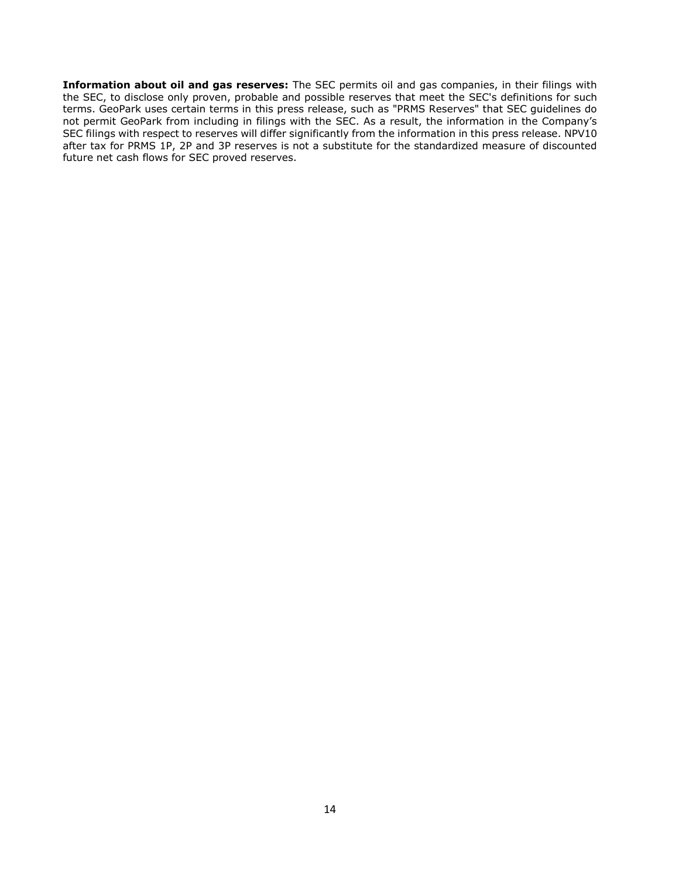**Information about oil and gas reserves:** The SEC permits oil and gas companies, in their filings with the SEC, to disclose only proven, probable and possible reserves that meet the SEC's definitions for such terms. GeoPark uses certain terms in this press release, such as "PRMS Reserves" that SEC guidelines do not permit GeoPark from including in filings with the SEC. As a result, the information in the Company's SEC filings with respect to reserves will differ significantly from the information in this press release. NPV10 after tax for PRMS 1P, 2P and 3P reserves is not a substitute for the standardized measure of discounted future net cash flows for SEC proved reserves.